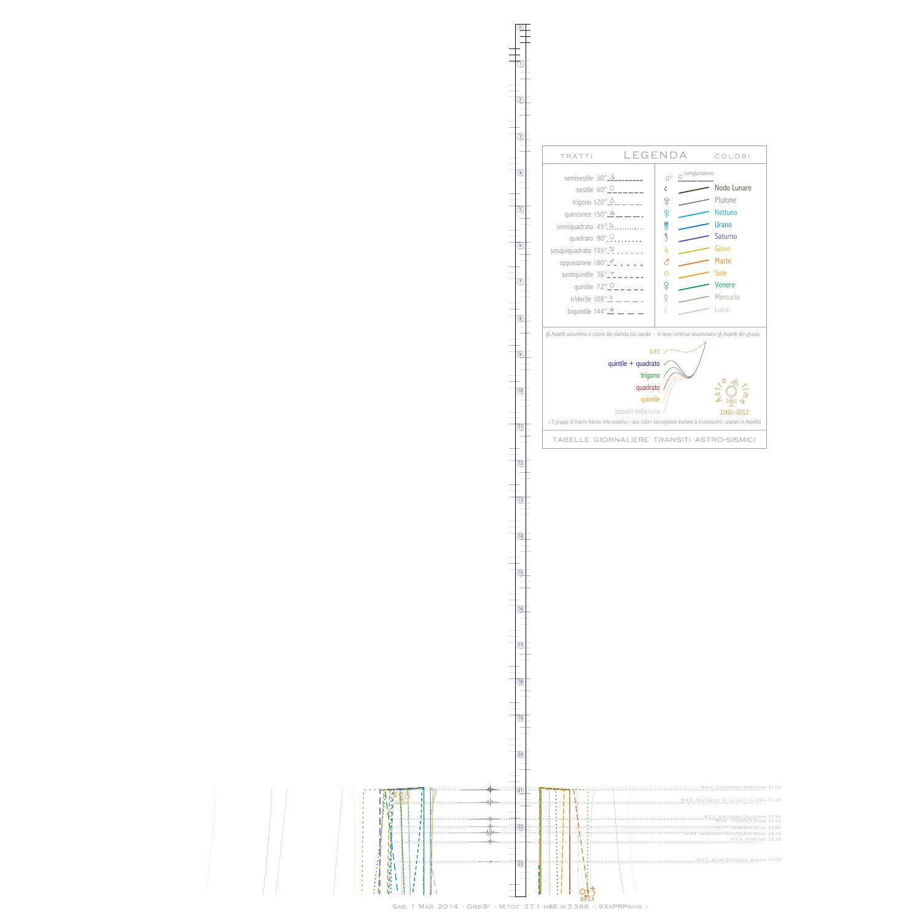# LEGENDA

TRATTI

semisestile 30°
sestile 60°
trigono 120°
quinconce 150°
semiquadrato 45°
quadrato 90°
sesquiquadrato 135°
opposizione 180°
semiquintile 36°
quintile 72°
tridecile 108°
biquintile 144°

COLORI

0° congiunzione
Nodo Lunare
Plutone
Nettuno
Urano
Saturno
Giove
Marte
Sole
Venere
Mercurio
Luna

gli Aspetti assumono il colore del pianeta più rapido - le linee continue assommano gli Aspetti dei gruppi:

tutti
quintile + quadrato
trigono
quadrato
quintile
aspetti della luna

Astro time 1992–2012

i 3 gruppi di tracce hanno stile proprio; i due colori sovrapposti aiutano a riconoscere i pianeti in Aspetto

TABELLE GIORNALIERE TRANSITI ASTRO-SISMICI

M:4.2 Catamarca, Argentina 21:04
M:4.6 Southeast Of Loyalty Islands 21:25
M:2.3 Southern California 21:52
M:3.5 Tarapaca, Chile 21:53
M:4.1 Tarapaca, Chile 22:05
M:4.4 Northern Mid-Atlantic Ridge 22:15
M:2.9 Pyrenees 22:30
M:2.5 Kenai Peninsula, Alaska 23:03

Sab. 1 Mar. 2014 - Orb:9° - M.tot: 27.1 n#8 m:3.388 -: 9XxPRPwhx :-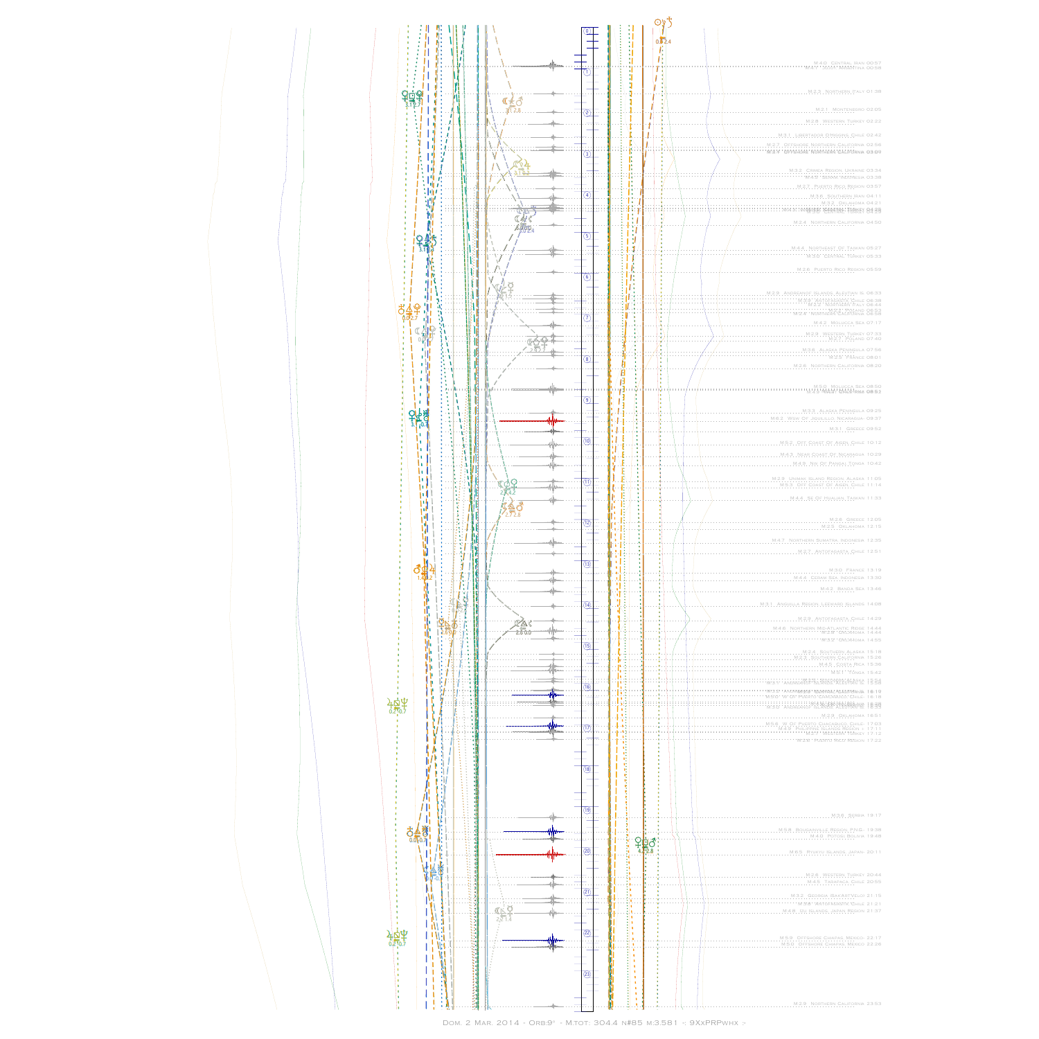M4.0 Central Iran 00:57
M4.1 South Sandwich 00:58
M3.5 Northern Italy 01:39
M3.1 Montenegro 02:05
M2.8 Western Turkey 02:22
M3.1 Libertador O'Higgins Chile 02:42
M2.7 Offshore Northern California 02:56
M2.9 Offshore Northern California 03:00
M3.2 Crimea Region Ukraine 03:34
M4.2 Seram Indonesia 03:38
M2.7 Puerto Rico Region 03:57
M3.8 Southern Iran 04:11
M3.2 Oklahoma 04:21
M2.4 Northern California 04:50
M4.4 Northeast Of Taiwan 05:27
M3.0 Central Turkey 05:33
M2.6 Puerto Rico Region 05:59
M3.8 Andreanof Islands Aleutian Is. 06:33
M2.7 Northern Italy 06:44
M2.4 Northern California 06:58
M4.2 Molucca Sea 07:17
M2.8 Western Turkey 07:33
M2.7 Poland 07:40
M3.6 Alaska Peninsula 07:56
M2.5 France 08:01
M2.6 Northern California 08:20
M5.0 Molucca Sea 08:50
M3.3 Alaska Peninsula 09:25
M6.2 West Of Jiquilillo Nicaragua 09:37
M3.1 Greece 09:52
M5.2 Off Coast Of Aisen Chile 10:12
M4.3 Near Coast Of Nicaragua 10:29
M4.9 Nw Of Pangai Tonga 10:42
M2.9 Unimak Island Region Alaska 11:05
M5.3 Off Coast Of Aisen Chile 11:14
M4.4 Se Of Hualian Taiwan 11:33
M2.8 Greece 12:05
M2.5 Oklahoma 12:15
M4.7 Northern Sumatra Indonesia 12:35
M2.7 Antofagasta Chile 12:51
M3.0 France 13:19
M4.4 Ceram Sea Indonesia 13:30
M4.2 Banda Sea 13:46
M3.1 Anguilla Region Leeward Islands 14:08
M3.9 Antofagasta Chile 14:29
M4.6 Northern Mid-Atlantic Ridge 14:44
M2.9 Oklahoma 14:44
M3.2 Oklahoma 14:55
M3.4 Northern Alaska 15:18
M2.3 Southern California 15:26
M4.5 Costa Rica 15:36
M5.1 Tonga 15:42
M5.0 W Of Puerto Chacabuco Chile 16:18
M2.9 Oklahoma 16:51
M5.6 W Of Puerto Chacabuco Chile 17:03
M4.8 Philippine Islands Region 17:11
M2.8 Puerto Rico Region 17:22
M3.6 Serbia 19:17
M5.8 Bougainville Region P.N.G. 19:38
M4.0 Potosi Bolivia 19:46
M6.5 Ryukyu Islands Japan 20:11
M2.8 Western Turkey 20:44
M4.5 Tarapaca Chile 20:55
M3.2 Georgia (Sak'art'velo) 21:15
M4.8 Antofagasta Chile 21:21
M4.8 Izu Islands Japan Region 21:37
M5.9 Offshore Chiapas Mexico 22:17
M5.0 Offshore Chiapas Mexico 22:26
M2.9 Northern California 23:53

Dom. 2 Mar. 2014 - Orb:9° - M.tot: 304.4 n#85 m:3.581 -: 9XxPRPwhx :-